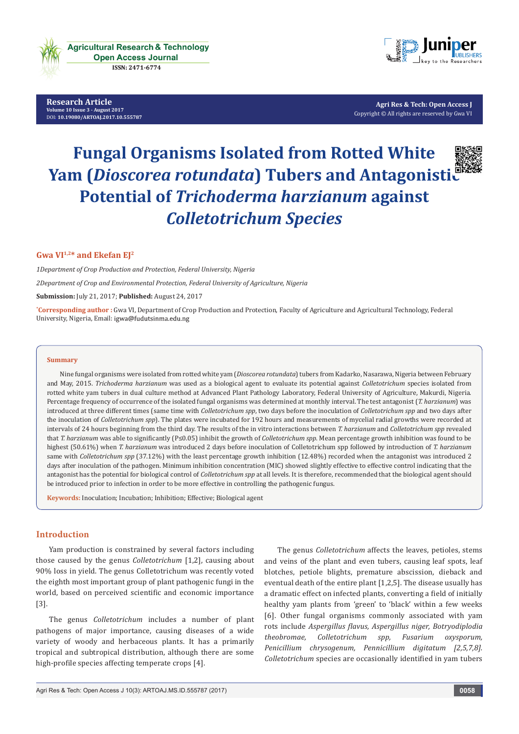Research Article

# Fungal Organisms Isolated from Rotted White Yam (*Dioscorea rotundata*) Tubers and Antagonistic Potential of *Trichoderma harzianum* against *Colletotrichum Species*

**Gwa VI[1,2]* and Ekefan EJ[2]**

*1Department of Crop Production and Protection, Federal University, Nigeria*

*2Department of Crop and Environmental Protection, Federal University of Agriculture, Nigeria*

**Submission:** July 21, 2017; **Published:** August 24, 2017

***Corresponding author :** Gwa VI, Department of Crop Production and Protection, Faculty of Agriculture and Agricultural Technology, Federal University, Nigeria, Email: igwa@fudutsinma.edu.ng

## Summary

Nine fungal organisms were isolated from rotted white yam (*Dioscorea rotundata*) tubers from Kadarko, Nasarawa, Nigeria between February and May, 2015. *Trichoderma harzianum* was used as a biological agent to evaluate its potential against *Colletotrichum* species isolated from rotted white yam tubers in dual culture method at Advanced Plant Pathology Laboratory, Federal University of Agriculture, Makurdi, Nigeria. Percentage frequency of occurrence of the isolated fungal organisms was determined at monthly interval. The test antagonist (*T. harzianum*) was introduced at three different times (same time with *Colletotrichum spp*, two days before the inoculation of *Colletotrichum spp* and two days after the inoculation of *Colletotrichum spp*). The plates were incubated for 192 hours and measurements of mycelial radial growths were recorded at intervals of 24 hours beginning from the third day. The results of the in vitro interactions between *T. harzianum* and *Colletotrichum spp* revealed that *T. harzianum* was able to significantly ($P \leq 0.05$) inhibit the growth of *Colletotrichum spp*. Mean percentage growth inhibition was found to be highest (50.61%) when *T. harzianum* was introduced 2 days before inoculation of Colletotrichum spp followed by introduction of *T. harzianum* same with *Colletotrichum spp* (37.12%) with the least percentage growth inhibition (12.48%) recorded when the antagonist was introduced 2 days after inoculation of the pathogen. Minimum inhibition concentration (MIC) showed slightly effective to effective control indicating that the antagonist has the potential for biological control of *Colletotrichum spp* at all levels. It is therefore, recommended that the biological agent should be introduced prior to infection in order to be more effective in controlling the pathogenic fungus.

**Keywords:** Inoculation; Incubation; Inhibition; Effective; Biological agent

## Introduction

Yam production is constrained by several factors including those caused by the genus *Colletotrichum* [1,2], causing about 90% loss in yield. The genus Colletotrichum was recently voted the eighth most important group of plant pathogenic fungi in the world, based on perceived scientific and economic importance [3].

The genus *Colletotrichum* includes a number of plant pathogens of major importance, causing diseases of a wide variety of woody and herbaceous plants. It has a primarily tropical and subtropical distribution, although there are some high-profile species affecting temperate crops [4].

The genus *Colletotrichum* affects the leaves, petioles, stems and veins of the plant and even tubers, causing leaf spots, leaf blotches, petiole blights, premature abscission, dieback and eventual death of the entire plant [1,2,5]. The disease usually has a dramatic effect on infected plants, converting a field of initially healthy yam plants from 'green' to 'black' within a few weeks [6]. Other fungal organisms commonly associated with yam rots include *Aspergillus flavus, Aspergillus niger, Botryodiplodia theobromae, Colletotrichum spp, Fusarium oxysporum, Penicillium chrysogenum, Pennicillium digitatum [2,5,7,8]. Colletotrichum* species are occasionally identified in yam tubers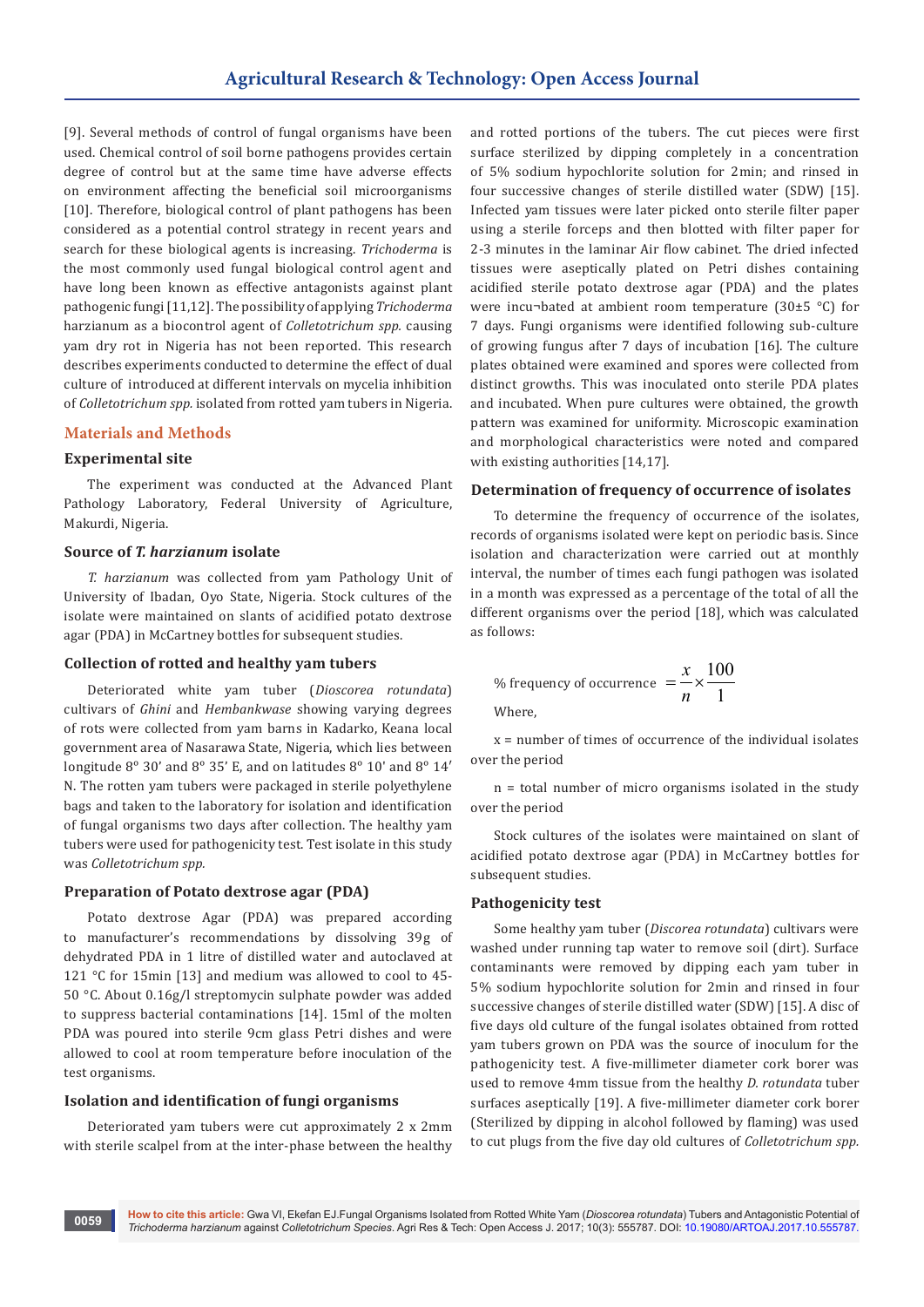[9]. Several methods of control of fungal organisms have been used. Chemical control of soil borne pathogens provides certain degree of control but at the same time have adverse effects on environment affecting the beneficial soil microorganisms [10]. Therefore, biological control of plant pathogens has been considered as a potential control strategy in recent years and search for these biological agents is increasing. *Trichoderma* is the most commonly used fungal biological control agent and have long been known as effective antagonists against plant pathogenic fungi [11,12]. The possibility of applying *Trichoderma* harzianum as a biocontrol agent of *Colletotrichum spp.* causing yam dry rot in Nigeria has not been reported. This research describes experiments conducted to determine the effect of dual culture of introduced at different intervals on mycelia inhibition of *Colletotrichum spp.* isolated from rotted yam tubers in Nigeria.

## Materials and Methods

### Experimental site

The experiment was conducted at the Advanced Plant Pathology Laboratory, Federal University of Agriculture, Makurdi, Nigeria.

### Source of *T. harzianum* isolate

*T. harzianum* was collected from yam Pathology Unit of University of Ibadan, Oyo State, Nigeria. Stock cultures of the isolate were maintained on slants of acidified potato dextrose agar (PDA) in McCartney bottles for subsequent studies.

### Collection of rotted and healthy yam tubers

Deteriorated white yam tuber (*Dioscorea rotundata*) cultivars of *Ghini* and *Hembankwase* showing varying degrees of rots were collected from yam barns in Kadarko, Keana local government area of Nasarawa State, Nigeria, which lies between longitude 8º 30' and 8º 35' E, and on latitudes 8º 10' and 8º 14' N. The rotten yam tubers were packaged in sterile polyethylene bags and taken to the laboratory for isolation and identification of fungal organisms two days after collection. The healthy yam tubers were used for pathogenicity test. Test isolate in this study was *Colletotrichum spp.*

### Preparation of Potato dextrose agar (PDA)

Potato dextrose Agar (PDA) was prepared according to manufacturer's recommendations by dissolving 39g of dehydrated PDA in 1 litre of distilled water and autoclaved at 121 °C for 15min [13] and medium was allowed to cool to 45-50 °C. About 0.16g/l streptomycin sulphate powder was added to suppress bacterial contaminations [14]. 15ml of the molten PDA was poured into sterile 9cm glass Petri dishes and were allowed to cool at room temperature before inoculation of the test organisms.

### Isolation and identification of fungi organisms

Deteriorated yam tubers were cut approximately 2 x 2mm with sterile scalpel from at the inter-phase between the healthy and rotted portions of the tubers. The cut pieces were first surface sterilized by dipping completely in a concentration of 5% sodium hypochlorite solution for 2min; and rinsed in four successive changes of sterile distilled water (SDW) [15]. Infected yam tissues were later picked onto sterile filter paper using a sterile forceps and then blotted with filter paper for 2-3 minutes in the laminar Air flow cabinet. The dried infected tissues were aseptically plated on Petri dishes containing acidified sterile potato dextrose agar (PDA) and the plates were incu¬bated at ambient room temperature (30±5 °C) for 7 days. Fungi organisms were identified following sub-culture of growing fungus after 7 days of incubation [16]. The culture plates obtained were examined and spores were collected from distinct growths. This was inoculated onto sterile PDA plates and incubated. When pure cultures were obtained, the growth pattern was examined for uniformity. Microscopic examination and morphological characteristics were noted and compared with existing authorities [14,17].

### Determination of frequency of occurrence of isolates

To determine the frequency of occurrence of the isolates, records of organisms isolated were kept on periodic basis. Since isolation and characterization were carried out at monthly interval, the number of times each fungi pathogen was isolated in a month was expressed as a percentage of the total of all the different organisms over the period [18], which was calculated as follows:

$$\%\text{ frequency of occurrence } = \frac{x}{n} \times \frac{100}{1}$$

Where,

x = number of times of occurrence of the individual isolates over the period

n = total number of micro organisms isolated in the study over the period

Stock cultures of the isolates were maintained on slant of acidified potato dextrose agar (PDA) in McCartney bottles for subsequent studies.

### Pathogenicity test

Some healthy yam tuber (*Discorea rotundata*) cultivars were washed under running tap water to remove soil (dirt). Surface contaminants were removed by dipping each yam tuber in 5% sodium hypochlorite solution for 2min and rinsed in four successive changes of sterile distilled water (SDW) [15]. A disc of five days old culture of the fungal isolates obtained from rotted yam tubers grown on PDA was the source of inoculum for the pathogenicity test. A five-millimeter diameter cork borer was used to remove 4mm tissue from the healthy *D. rotundata* tuber surfaces aseptically [19]. A five-millimeter diameter cork borer (Sterilized by dipping in alcohol followed by flaming) was used to cut plugs from the five day old cultures of *Colletotrichum spp.*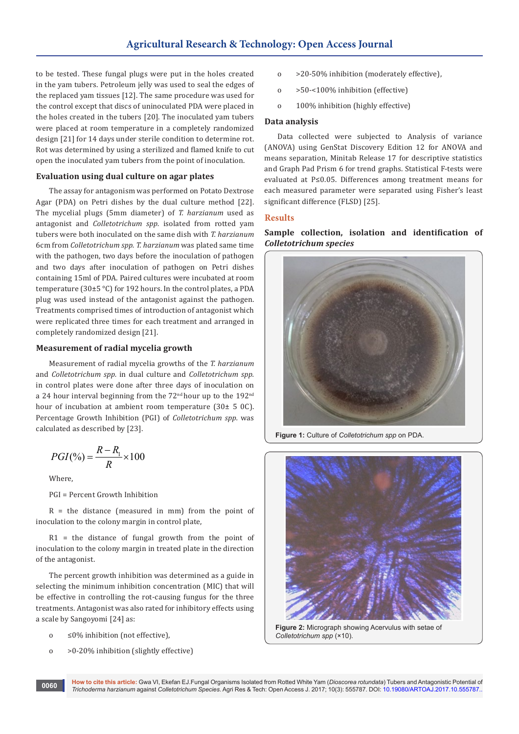to be tested. These fungal plugs were put in the holes created in the yam tubers. Petroleum jelly was used to seal the edges of the replaced yam tissues [12]. The same procedure was used for the control except that discs of uninoculated PDA were placed in the holes created in the tubers [20]. The inoculated yam tubers were placed at room temperature in a completely randomized design [21] for 14 days under sterile condition to determine rot. Rot was determined by using a sterilized and flamed knife to cut open the inoculated yam tubers from the point of inoculation.

### Evaluation using dual culture on agar plates

The assay for antagonism was performed on Potato Dextrose Agar (PDA) on Petri dishes by the dual culture method [22]. The mycelial plugs (5mm diameter) of *T. harzianum* used as antagonist and *Colletotrichum spp.* isolated from rotted yam tubers were both inoculated on the same dish with *T. harzianum* 6cm from *Colletotrichum spp. T. harzianum* was plated same time with the pathogen, two days before the inoculation of pathogen and two days after inoculation of pathogen on Petri dishes containing 15ml of PDA. Paired cultures were incubated at room temperature (30±5 °C) for 192 hours. In the control plates, a PDA plug was used instead of the antagonist against the pathogen. Treatments comprised times of introduction of antagonist which were replicated three times for each treatment and arranged in completely randomized design [21].

### Measurement of radial mycelia growth

Measurement of radial mycelia growths of the *T. harzianum* and *Colletotrichum spp.* in dual culture and *Colletotrichum spp.* in control plates were done after three days of inoculation on a 24 hour interval beginning from the 72nd hour up to the 192nd hour of incubation at ambient room temperature (30± 5 0C). Percentage Growth Inhibition (PGI) of *Colletotrichum spp.* was calculated as described by [23].

$$PGI(\%) = \frac{R - R_1}{R} \times 100$$

Where,

PGI = Percent Growth Inhibition

R = the distance (measured in mm) from the point of inoculation to the colony margin in control plate,

R1 = the distance of fungal growth from the point of inoculation to the colony margin in treated plate in the direction of the antagonist.

The percent growth inhibition was determined as a guide in selecting the minimum inhibition concentration (MIC) that will be effective in controlling the rot-causing fungus for the three treatments. Antagonist was also rated for inhibitory effects using a scale by Sangoyomi [24] as:

- ≤0% inhibition (not effective),
- >0-20% inhibition (slightly effective)
- >20-50% inhibition (moderately effective),
- >50-<100% inhibition (effective)
- 100% inhibition (highly effective)

### Data analysis

Data collected were subjected to Analysis of variance (ANOVA) using GenStat Discovery Edition 12 for ANOVA and means separation, Minitab Release 17 for descriptive statistics and Graph Pad Prism 6 for trend graphs. Statistical F-tests were evaluated at P≤0.05. Differences among treatment means for each measured parameter were separated using Fisher's least significant difference (FLSD) [25].

## Results

### Sample collection, isolation and identification of *Colletotrichum species*

**Figure 1:** Culture of *Colletotrichum spp* on PDA.

**Figure 2:** Micrograph showing Acervulus with setae of *Colletotrichum spp* (×10).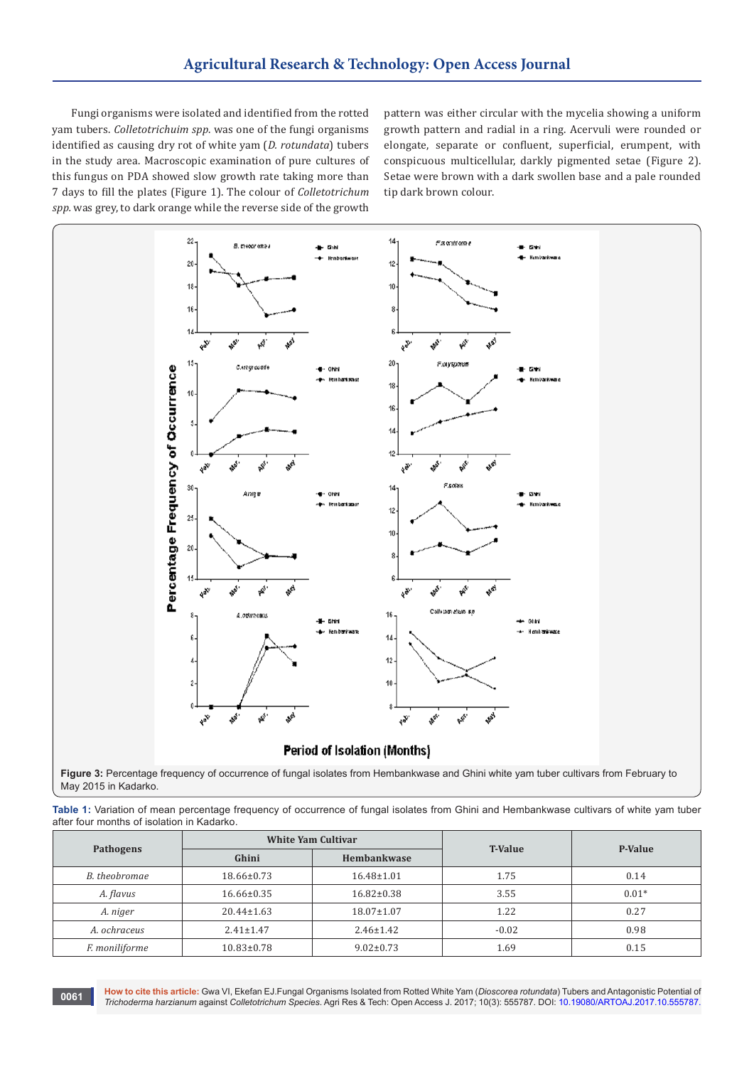Fungi organisms were isolated and identified from the rotted yam tubers. *Colletotrichuim spp.* was one of the fungi organisms identified as causing dry rot of white yam (*D. rotundata*) tubers in the study area. Macroscopic examination of pure cultures of this fungus on PDA showed slow growth rate taking more than 7 days to fill the plates (Figure 1). The colour of *Colletotrichum spp.* was grey, to dark orange while the reverse side of the growth pattern was either circular with the mycelia showing a uniform growth pattern and radial in a ring. Acervuli were rounded or elongate, separate or confluent, superficial, erumpent, with conspicuous multicellular, darkly pigmented setae (Figure 2). Setae were brown with a dark swollen base and a pale rounded tip dark brown colour.

**Figure 3:** Percentage frequency of occurrence of fungal isolates from Hembankwase and Ghini white yam tuber cultivars from February to May 2015 in Kadarko.

**Table 1:** Variation of mean percentage frequency of occurrence of fungal isolates from Ghini and Hembankwase cultivars of white yam tuber after four months of isolation in Kadarko.

| Pathogens | White Yam Cultivar | | T-Value | P-Value |
|---|---|---|---|---|
| | Ghini | Hembankwase | | |
| *B. theobromae* | 18.66±0.73 | 16.48±1.01 | 1.75 | 0.14 |
| *A. flavus* | 16.66±0.35 | 16.82±0.38 | 3.55 | 0.01* |
| *A. niger* | 20.44±1.63 | 18.07±1.07 | 1.22 | 0.27 |
| *A. ochraceus* | 2.41±1.47 | 2.46±1.42 | -0.02 | 0.98 |
| *F. moniliforme* | 10.83±0.78 | 9.02±0.73 | 1.69 | 0.15 |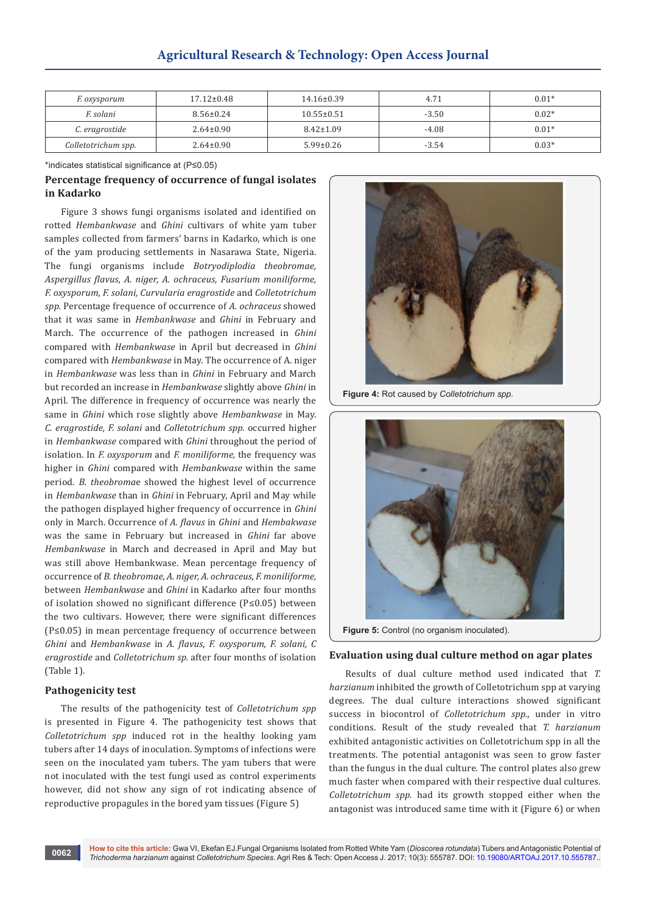| *F. oxysporum* | 17.12±0.48 | 14.16±0.39 | 4.71 | 0.01* |
|---|---|---|---|---|
| *F. solani* | 8.56±0.24 | 10.55±0.51 | -3.50 | 0.02* |
| *C. eragrostide* | 2.64±0.90 | 8.42±1.09 | -4.08 | 0.01* |
| *Colletotrichum spp.* | 2.64±0.90 | 5.99±0.26 | -3.54 | 0.03* |

*indicates statistical significance at (P≤0.05)

## Percentage frequency of occurrence of fungal isolates in Kadarko

Figure 3 shows fungi organisms isolated and identified on rotted *Hembankwase* and *Ghini* cultivars of white yam tuber samples collected from farmers' barns in Kadarko, which is one of the yam producing settlements in Nasarawa State, Nigeria. The fungi organisms include *Botryodiplodia theobromae, Aspergillus flavus, A. niger, A. ochraceus, Fusarium moniliforme, F. oxysporum, F. solani, Curvularia eragrostide* and *Colletotrichum spp.* Percentage frequence of occurrence of *A. ochraceus* showed that it was same in *Hembankwase* and *Ghini* in February and March. The occurrence of the pathogen increased in *Ghini* compared with *Hembankwase* in April but decreased in *Ghini* compared with *Hembankwase* in May. The occurrence of A. niger in *Hembankwase* was less than in *Ghini* in February and March but recorded an increase in *Hembankwase* slightly above *Ghini* in April. The difference in frequency of occurrence was nearly the same in *Ghini* which rose slightly above *Hembankwase* in May. *C. eragrostide, F. solani* and *Colletotrichum spp.* occurred higher in *Hembankwase* compared with *Ghini* throughout the period of isolation. In *F. oxysporum* and *F. moniliforme,* the frequency was higher in *Ghini* compared with *Hembankwase* within the same period. *B. theobromae* showed the highest level of occurrence in *Hembankwase* than in *Ghini* in February, April and May while the pathogen displayed higher frequency of occurrence in *Ghini* only in March. Occurrence of *A. flavus* in *Ghini* and *Hembakwase* was the same in February but increased in *Ghini* far above *Hembankwase* in March and decreased in April and May but was still above Hembankwase. Mean percentage frequency of occurrence of *B. theobromae, A. niger, A. ochraceus, F. moniliforme,* between *Hembankwase* and *Ghini* in Kadarko after four months of isolation showed no significant difference (P≤0.05) between the two cultivars. However, there were significant differences (P≤0.05) in mean percentage frequency of occurrence between *Ghini* and *Hembankwase* in *A. flavus, F. oxysporum, F. solani, C eragrostide* and *Colletotrichum sp.* after four months of isolation (Table 1).

## Pathogenicity test

The results of the pathogenicity test of *Colletotrichum spp* is presented in Figure 4. The pathogenicity test shows that *Colletotrichum spp* induced rot in the healthy looking yam tubers after 14 days of inoculation. Symptoms of infections were seen on the inoculated yam tubers. The yam tubers that were not inoculated with the test fungi used as control experiments however, did not show any sign of rot indicating absence of reproductive propagules in the bored yam tissues (Figure 5)

**Figure 4:** Rot caused by *Colletotrichum spp.*

**Figure 5:** Control (no organism inoculated).

## Evaluation using dual culture method on agar plates

Results of dual culture method used indicated that *T. harzianum* inhibited the growth of Colletotrichum spp at varying degrees. The dual culture interactions showed significant success in biocontrol of *Colletotrichum spp.,* under in vitro conditions. Result of the study revealed that *T. harzianum* exhibited antagonistic activities on Colletotrichum spp in all the treatments. The potential antagonist was seen to grow faster than the fungus in the dual culture. The control plates also grew much faster when compared with their respective dual cultures. *Colletotrichum spp.* had its growth stopped either when the antagonist was introduced same time with it (Figure 6) or when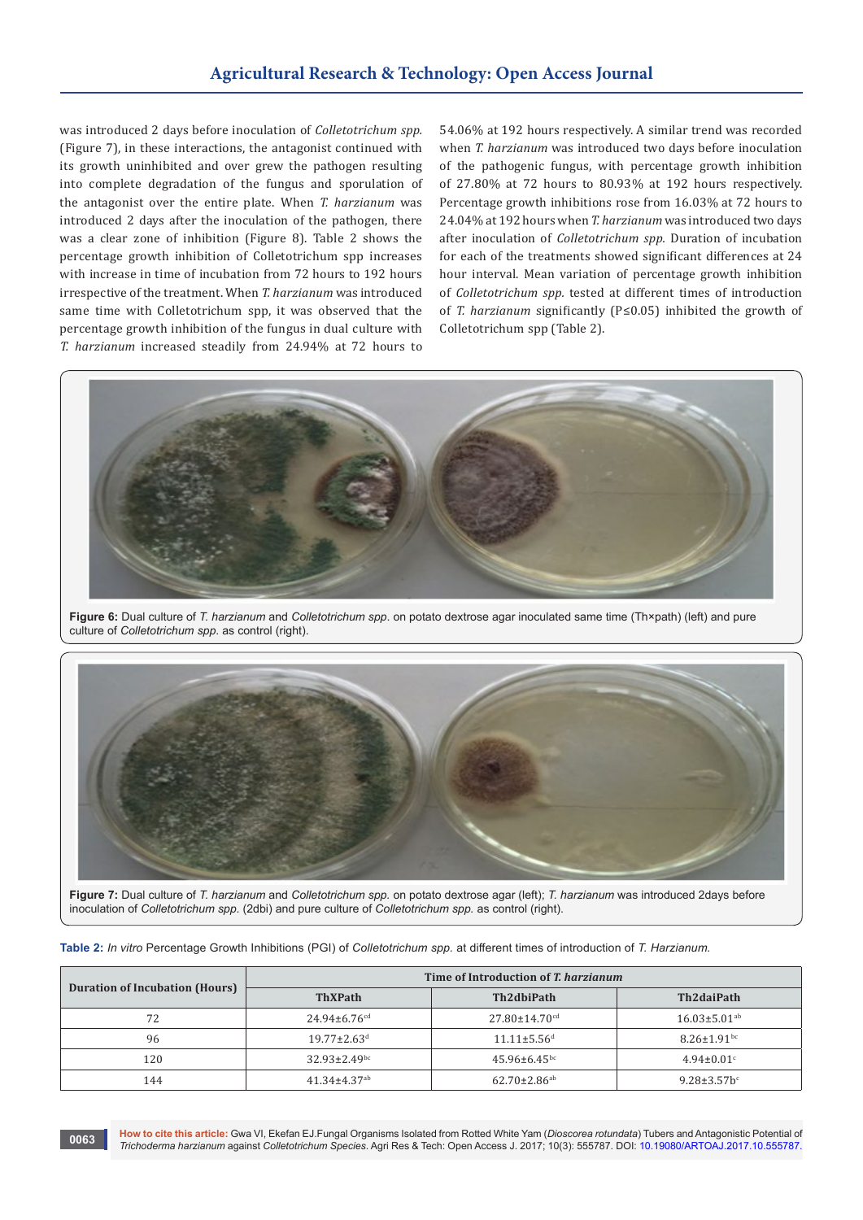was introduced 2 days before inoculation of *Colletotrichum spp.* (Figure 7), in these interactions, the antagonist continued with its growth uninhibited and over grew the pathogen resulting into complete degradation of the fungus and sporulation of the antagonist over the entire plate. When *T. harzianum* was introduced 2 days after the inoculation of the pathogen, there was a clear zone of inhibition (Figure 8). Table 2 shows the percentage growth inhibition of Colletotrichum spp increases with increase in time of incubation from 72 hours to 192 hours irrespective of the treatment. When *T. harzianum* was introduced same time with Colletotrichum spp, it was observed that the percentage growth inhibition of the fungus in dual culture with *T. harzianum* increased steadily from 24.94% at 72 hours to 54.06% at 192 hours respectively. A similar trend was recorded when *T. harzianum* was introduced two days before inoculation of the pathogenic fungus, with percentage growth inhibition of 27.80% at 72 hours to 80.93% at 192 hours respectively. Percentage growth inhibitions rose from 16.03% at 72 hours to 24.04% at 192 hours when *T. harzianum* was introduced two days after inoculation of *Colletotrichum spp.* Duration of incubation for each of the treatments showed significant differences at 24 hour interval. Mean variation of percentage growth inhibition of *Colletotrichum spp.* tested at different times of introduction of *T. harzianum* significantly ($P \leq 0.05$) inhibited the growth of Colletotrichum spp (Table 2).

**Figure 6:** Dual culture of *T. harzianum* and *Colletotrichum spp*. on potato dextrose agar inoculated same time (Th×path) (left) and pure culture of *Colletotrichum spp.* as control (right).

**Figure 7:** Dual culture of *T. harzianum* and *Colletotrichum spp.* on potato dextrose agar (left); *T. harzianum* was introduced 2days before inoculation of *Colletotrichum spp.* (2dbi) and pure culture of *Colletotrichum spp.* as control (right).

**Table 2:** *In vitro* Percentage Growth Inhibitions (PGI) of *Colletotrichum spp.* at different times of introduction of *T. Harzianum.*

| Duration of Incubation (Hours) | Time of Introduction of *T. harzianum* | | |
|---|---|---|---|
| | ThXPath | Th2dbiPath | Th2daiPath |
| 72 | 24.94±6.76[cd] | 27.80±14.70[cd] | 16.03±5.01[ab] |
| 96 | 19.77±2.63[d] | 11.11±5.56[d] | 8.26±1.91[bc] |
| 120 | 32.93±2.49[bc] | 45.96±6.45[bc] | 4.94±0.01[c] |
| 144 | 41.34±4.37[ab] | 62.70±2.86[ab] | 9.28±3.57b[c] |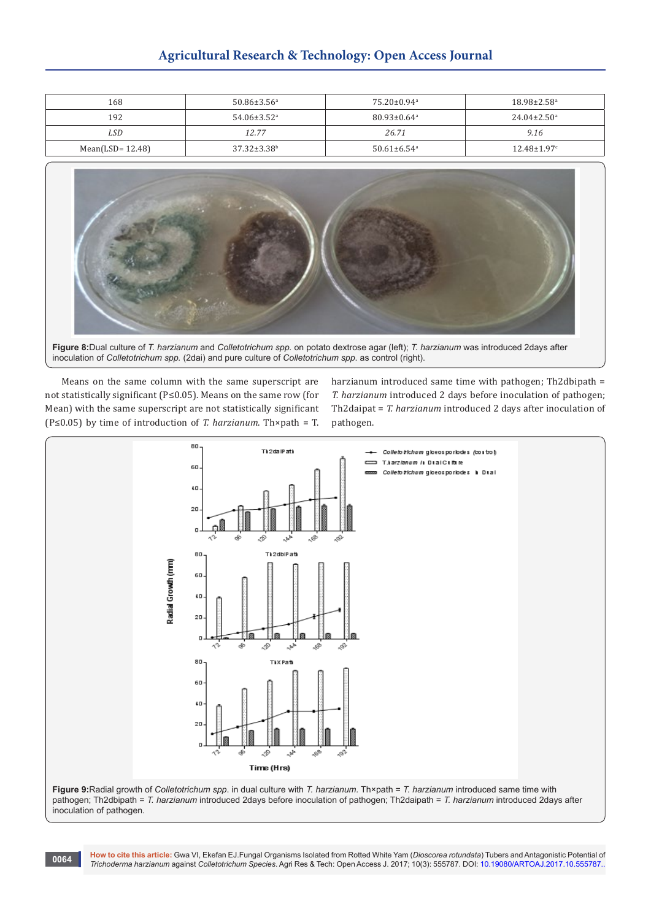| 168 | 50.86±3.56[a] | 75.20±0.94[a] | 18.98±2.58[a] |
|---|---|---|---|
| 192 | 54.06±3.52[a] | 80.93±0.64[a] | 24.04±2.50[a] |
| *LSD* | *12.77* | *26.71* | *9.16* |
| Mean(LSD= 12.48) | 37.32±3.38[b] | 50.61±6.54[a] | 12.48±1.97[c] |

**Figure 8:** Dual culture of *T. harzianum* and *Colletotrichum spp.* on potato dextrose agar (left); *T. harzianum* was introduced 2days after inoculation of *Colletotrichum spp.* (2dai) and pure culture of *Colletotrichum spp.* as control (right).

Means on the same column with the same superscript are not statistically significant (P≤0.05). Means on the same row (for Mean) with the same superscript are not statistically significant (P≤0.05) by time of introduction of *T. harzianum*. Th×path = *T. harzianum* introduced same time with pathogen; Th2dbipath = *T. harzianum* introduced 2 days before inoculation of pathogen; Th2daipat = *T. harzianum* introduced 2 days after inoculation of pathogen.

**Figure 9:** Radial growth of *Colletotrichum spp*. in dual culture with *T. harzianum*. Th×path = *T. harzianum* introduced same time with pathogen; Th2dbipath = *T. harzianum* introduced 2days before inoculation of pathogen; Th2daipath = *T. harzianum* introduced 2days after inoculation of pathogen.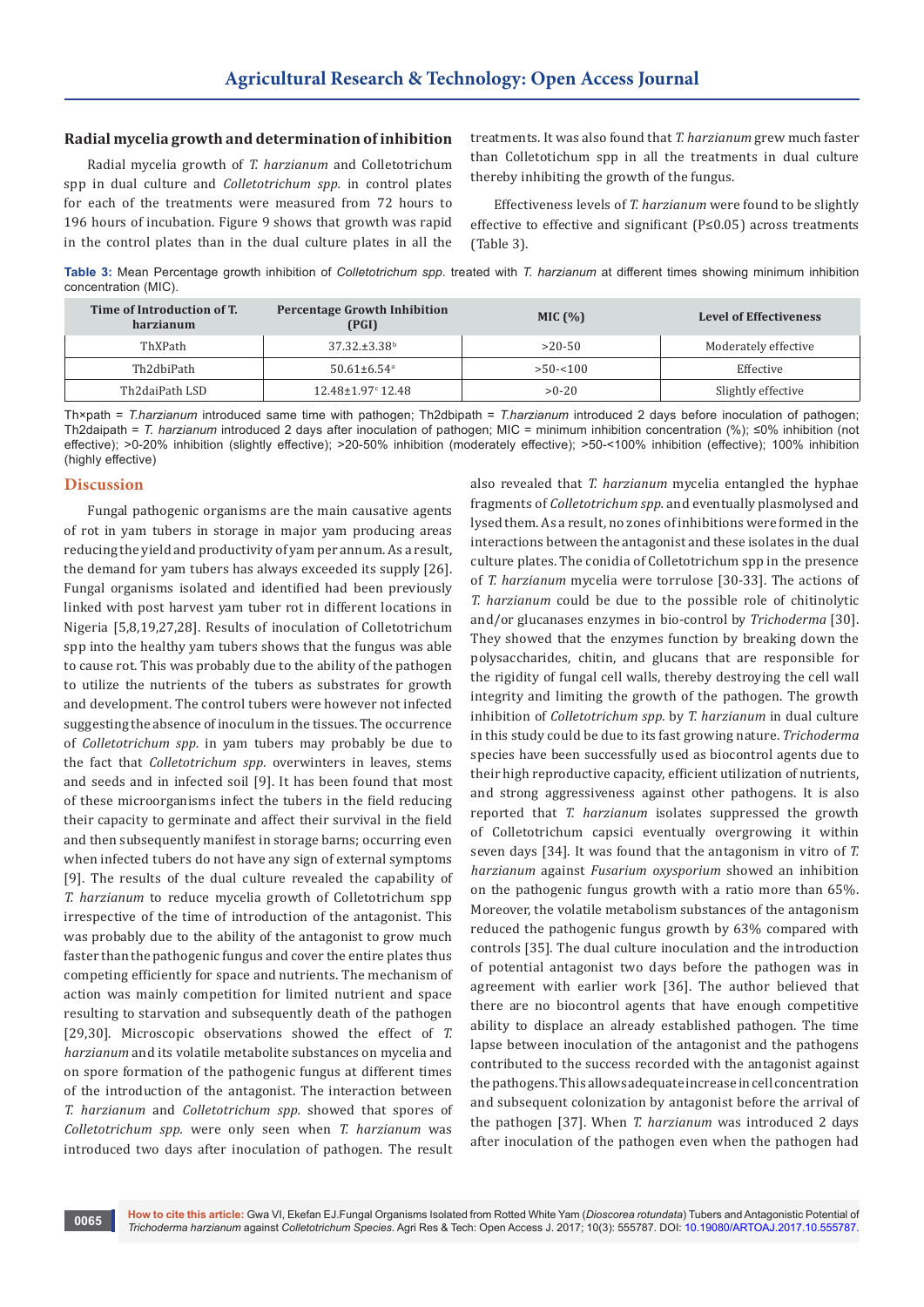### Radial mycelia growth and determination of inhibition

Radial mycelia growth of *T. harzianum* and Colletotrichum spp in dual culture and *Colletotrichum spp.* in control plates for each of the treatments were measured from 72 hours to 196 hours of incubation. Figure 9 shows that growth was rapid in the control plates than in the dual culture plates in all the treatments. It was also found that *T. harzianum* grew much faster than Colletotichum spp in all the treatments in dual culture thereby inhibiting the growth of the fungus.

Effectiveness levels of *T. harzianum* were found to be slightly effective to effective and significant (P≤0.05) across treatments (Table 3).

**Table 3:** Mean Percentage growth inhibition of *Colletotrichum spp.* treated with *T. harzianum* at different times showing minimum inhibition concentration (MIC).

| Time of Introduction of T. harzianum | Percentage Growth Inhibition (PGI) | MIC (%) | Level of Effectiveness |
|---|---|---|---|
| ThXPath | 37.32.±3.38[b] | >20-50 | Moderately effective |
| Th2dbiPath | 50.61±6.54[a] | >50-<100 | Effective |
| Th2daiPath LSD | 12.48±1.97[c] 12.48 | >0-20 | Slightly effective |

Th×path = *T.harzianum* introduced same time with pathogen; Th2dbipath = *T.harzianum* introduced 2 days before inoculation of pathogen; Th2daipath = *T. harzianum* introduced 2 days after inoculation of pathogen; MIC = minimum inhibition concentration (%); ≤0% inhibition (not effective); >0-20% inhibition (slightly effective); >20-50% inhibition (moderately effective); >50-<100% inhibition (effective); 100% inhibition (highly effective)

## Discussion

Fungal pathogenic organisms are the main causative agents of rot in yam tubers in storage in major yam producing areas reducing the yield and productivity of yam per annum. As a result, the demand for yam tubers has always exceeded its supply [26]. Fungal organisms isolated and identified had been previously linked with post harvest yam tuber rot in different locations in Nigeria [5,8,19,27,28]. Results of inoculation of Colletotrichum spp into the healthy yam tubers shows that the fungus was able to cause rot. This was probably due to the ability of the pathogen to utilize the nutrients of the tubers as substrates for growth and development. The control tubers were however not infected suggesting the absence of inoculum in the tissues. The occurrence of *Colletotrichum spp.* in yam tubers may probably be due to the fact that *Colletotrichum spp.* overwinters in leaves, stems and seeds and in infected soil [9]. It has been found that most of these microorganisms infect the tubers in the field reducing their capacity to germinate and affect their survival in the field and then subsequently manifest in storage barns; occurring even when infected tubers do not have any sign of external symptoms [9]. The results of the dual culture revealed the capability of *T. harzianum* to reduce mycelia growth of Colletotrichum spp irrespective of the time of introduction of the antagonist. This was probably due to the ability of the antagonist to grow much faster than the pathogenic fungus and cover the entire plates thus competing efficiently for space and nutrients. The mechanism of action was mainly competition for limited nutrient and space resulting to starvation and subsequently death of the pathogen [29,30]. Microscopic observations showed the effect of *T. harzianum* and its volatile metabolite substances on mycelia and on spore formation of the pathogenic fungus at different times of the introduction of the antagonist. The interaction between *T. harzianum* and *Colletotrichum spp.* showed that spores of *Colletotrichum spp.* were only seen when *T. harzianum* was introduced two days after inoculation of pathogen. The result also revealed that *T. harzianum* mycelia entangled the hyphae fragments of *Colletotrichum spp.* and eventually plasmolysed and lysed them. As a result, no zones of inhibitions were formed in the interactions between the antagonist and these isolates in the dual culture plates. The conidia of Colletotrichum spp in the presence of *T. harzianum* mycelia were torrulose [30-33]. The actions of *T. harzianum* could be due to the possible role of chitinolytic and/or glucanases enzymes in bio-control by *Trichoderma* [30]. They showed that the enzymes function by breaking down the polysaccharides, chitin, and glucans that are responsible for the rigidity of fungal cell walls, thereby destroying the cell wall integrity and limiting the growth of the pathogen. The growth inhibition of *Colletotrichum spp.* by *T. harzianum* in dual culture in this study could be due to its fast growing nature. *Trichoderma* species have been successfully used as biocontrol agents due to their high reproductive capacity, efficient utilization of nutrients, and strong aggressiveness against other pathogens. It is also reported that *T. harzianum* isolates suppressed the growth of Colletotrichum capsici eventually overgrowing it within seven days [34]. It was found that the antagonism in vitro of *T. harzianum* against *Fusarium oxysporium* showed an inhibition on the pathogenic fungus growth with a ratio more than 65%. Moreover, the volatile metabolism substances of the antagonism reduced the pathogenic fungus growth by 63% compared with controls [35]. The dual culture inoculation and the introduction of potential antagonist two days before the pathogen was in agreement with earlier work [36]. The author believed that there are no biocontrol agents that have enough competitive ability to displace an already established pathogen. The time lapse between inoculation of the antagonist and the pathogens contributed to the success recorded with the antagonist against the pathogens. This allows adequate increase in cell concentration and subsequent colonization by antagonist before the arrival of the pathogen [37]. When *T. harzianum* was introduced 2 days after inoculation of the pathogen even when the pathogen had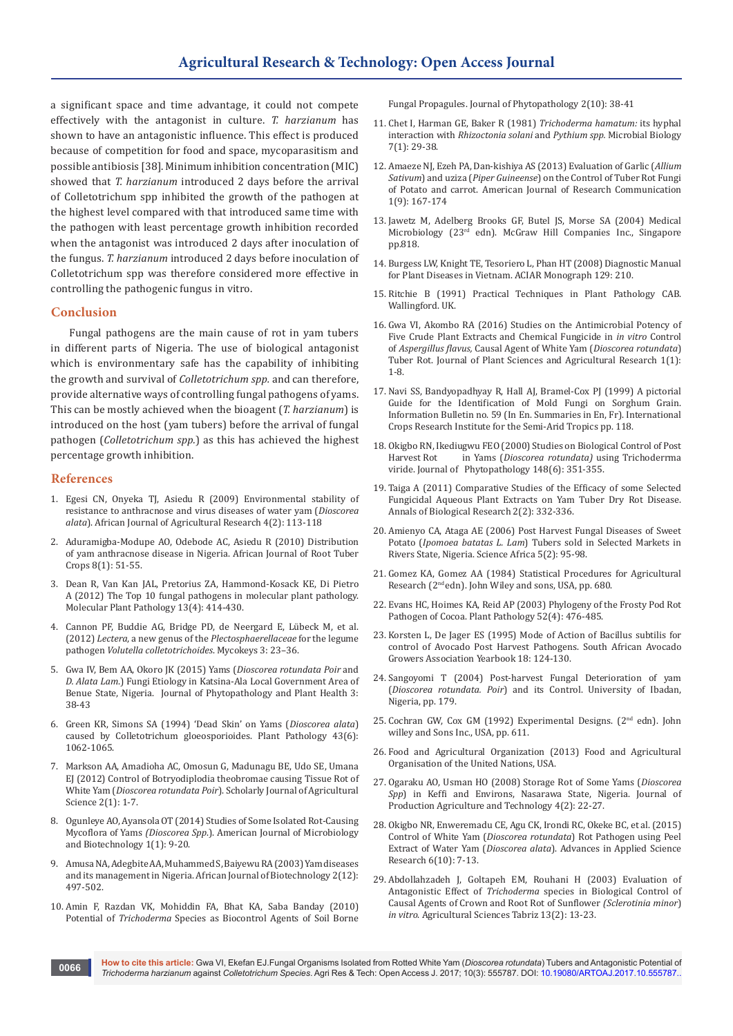a significant space and time advantage, it could not compete effectively with the antagonist in culture. *T. harzianum* has shown to have an antagonistic influence. This effect is produced because of competition for food and space, mycoparasitism and possible antibiosis [38]. Minimum inhibition concentration (MIC) showed that *T. harzianum* introduced 2 days before the arrival of Colletotrichum spp inhibited the growth of the pathogen at the highest level compared with that introduced same time with the pathogen with least percentage growth inhibition recorded when the antagonist was introduced 2 days after inoculation of the fungus. *T. harzianum* introduced 2 days before inoculation of Colletotrichum spp was therefore considered more effective in controlling the pathogenic fungus in vitro.

## Conclusion

Fungal pathogens are the main cause of rot in yam tubers in different parts of Nigeria. The use of biological antagonist which is environmentary safe has the capability of inhibiting the growth and survival of *Colletotrichum spp.* and can therefore, provide alternative ways of controlling fungal pathogens of yams. This can be mostly achieved when the bioagent (*T. harzianum*) is introduced on the host (yam tubers) before the arrival of fungal pathogen (*Colletotrichum spp.*) as this has achieved the highest percentage growth inhibition.

## References

1. Egesi CN, Onyeka TJ, Asiedu R (2009) Environmental stability of resistance to anthracnose and virus diseases of water yam (*Dioscorea alata*). African Journal of Agricultural Research 4(2): 113-118
2. Aduramigba-Modupe AO, Odebode AC, Asiedu R (2010) Distribution of yam anthracnose disease in Nigeria. African Journal of Root Tuber Crops 8(1): 51-55.
3. Dean R, Van Kan JAL, Pretorius ZA, Hammond-Kosack KE, Di Pietro A (2012) The Top 10 fungal pathogens in molecular plant pathology. Molecular Plant Pathology 13(4): 414-430.
4. Cannon PF, Buddie AG, Bridge PD, de Neergard E, Lübeck M, et al. (2012) *Lectera*, a new genus of the *Plectosphaerellaceae* for the legume pathogen *Volutella colletotrichoides*. Mycokeys 3: 23–36.
5. Gwa IV, Bem AA, Okoro JK (2015) Yams (*Dioscorea rotundata Poir* and *D. Alata Lam.*) Fungi Etiology in Katsina-Ala Local Government Area of Benue State, Nigeria. Journal of Phytopathology and Plant Health 3: 38-43
6. Green KR, Simons SA (1994) 'Dead Skin' on Yams (*Dioscorea alata*) caused by Colletotrichum gloeosporioides. Plant Pathology 43(6): 1062-1065.
7. Markson AA, Amadioha AC, Omosun G, Madunagu BE, Udo SE, Umana EJ (2012) Control of Botryodiplodia theobromae causing Tissue Rot of White Yam (*Discorea rotundata Poir*). Scholarly Journal of Agricultural Science 2(1): 1-7.
8. Ogunleye AO, Ayansola OT (2014) Studies of Some Isolated Rot-Causing Mycoflora of Yams *(Dioscorea Spp.*). American Journal of Microbiology and Biotechnology 1(1): 9-20.
9. Amusa NA, Adegbite AA, Muhammed S, Baiyewu RA (2003) Yam diseases and its management in Nigeria. African Journal of Biotechnology 2(12): 497-502.
10. Amin F, Razdan VK, Mohiddin FA, Bhat KA, Saba Banday (2010) Potential of *Trichoderma* Species as Biocontrol Agents of Soil Borne Fungal Propagules. Journal of Phytopathology 2(10): 38-41
11. Chet I, Harman GE, Baker R (1981) *Trichoderma hamatum:* its hyphal interaction with *Rhizoctonia solani* and *Pythium spp.* Microbial Biology 7(1): 29-38.
12. Amaeze NJ, Ezeh PA, Dan-kishiya AS (2013) Evaluation of Garlic (*Allium Sativum*) and uziza (*Piper Guineense*) on the Control of Tuber Rot Fungi of Potato and carrot. American Journal of Research Communication 1(9): 167-174
13. Jawetz M, Adelberg Brooks GF, Butel JS, Morse SA (2004) Medical Microbiology (23rd edn). McGraw Hill Companies Inc., Singapore pp.818.
14. Burgess LW, Knight TE, Tesoriero L, Phan HT (2008) Diagnostic Manual for Plant Diseases in Vietnam. ACIAR Monograph 129: 210.
15. Ritchie B (1991) Practical Techniques in Plant Pathology CAB. Wallingford. UK.
16. Gwa VI, Akombo RA (2016) Studies on the Antimicrobial Potency of Five Crude Plant Extracts and Chemical Fungicide in *in vitro* Control of *Aspergillus flavus,* Causal Agent of White Yam (*Dioscorea rotundata*) Tuber Rot. Journal of Plant Sciences and Agricultural Research 1(1): 1-8.
17. Navi SS, Bandyopadhyay R, Hall AJ, Bramel-Cox PJ (1999) A pictorial Guide for the Identification of Mold Fungi on Sorghum Grain. Information Bulletin no. 59 (In En. Summaries in En, Fr). International Crops Research Institute for the Semi-Arid Tropics pp. 118.
18. Okigbo RN, Ikediugwu FEO (2000) Studies on Biological Control of Post Harvest Rot in Yams (*Discorea rotundata)* using Trichoderma viride. Journal of Phytopathology 148(6): 351-355.
19. Taiga A (2011) Comparative Studies of the Efficacy of some Selected Fungicidal Aqueous Plant Extracts on Yam Tuber Dry Rot Disease. Annals of Biological Research 2(2): 332-336.
20. Amienyo CA, Ataga AE (2006) Post Harvest Fungal Diseases of Sweet Potato (*Ipomoea batatas L. Lam*) Tubers sold in Selected Markets in Rivers State, Nigeria. Science Africa 5(2): 95-98.
21. Gomez KA, Gomez AA (1984) Statistical Procedures for Agricultural Research (2nd edn). John Wiley and sons, USA, pp. 680.
22. Evans HC, Hoimes KA, Reid AP (2003) Phylogeny of the Frosty Pod Rot Pathogen of Cocoa. Plant Pathology 52(4): 476-485.
23. Korsten L, De Jager ES (1995) Mode of Action of Bacillus subtilis for control of Avocado Post Harvest Pathogens. South African Avocado Growers Association Yearbook 18: 124-130.
24. Sangoyomi T (2004) Post-harvest Fungal Deterioration of yam (*Dioscorea rotundata. Poir*) and its Control. University of Ibadan, Nigeria, pp. 179.
25. Cochran GW, Cox GM (1992) Experimental Designs. (2nd edn). John willey and Sons Inc., USA, pp. 611.
26. Food and Agricultural Organization (2013) Food and Agricultural Organisation of the United Nations, USA.
27. Ogaraku AO, Usman HO (2008) Storage Rot of Some Yams (*Dioscorea Spp*) in Keffi and Environs, Nasarawa State, Nigeria. Journal of Production Agriculture and Technology 4(2): 22-27.
28. Okigbo NR, Enweremadu CE, Agu CK, Irondi RC, Okeke BC, et al. (2015) Control of White Yam (*Dioscorea rotundata*) Rot Pathogen using Peel Extract of Water Yam (*Dioscorea alata*). Advances in Applied Science Research 6(10): 7-13.
29. Abdollahzadeh J, Goltapeh EM, Rouhani H (2003) Evaluation of Antagonistic Effect of *Trichoderma* species in Biological Control of Causal Agents of Crown and Root Rot of Sunflower *(Sclerotinia minor*) *in vitro.* Agricultural Sciences Tabriz 13(2): 13-23.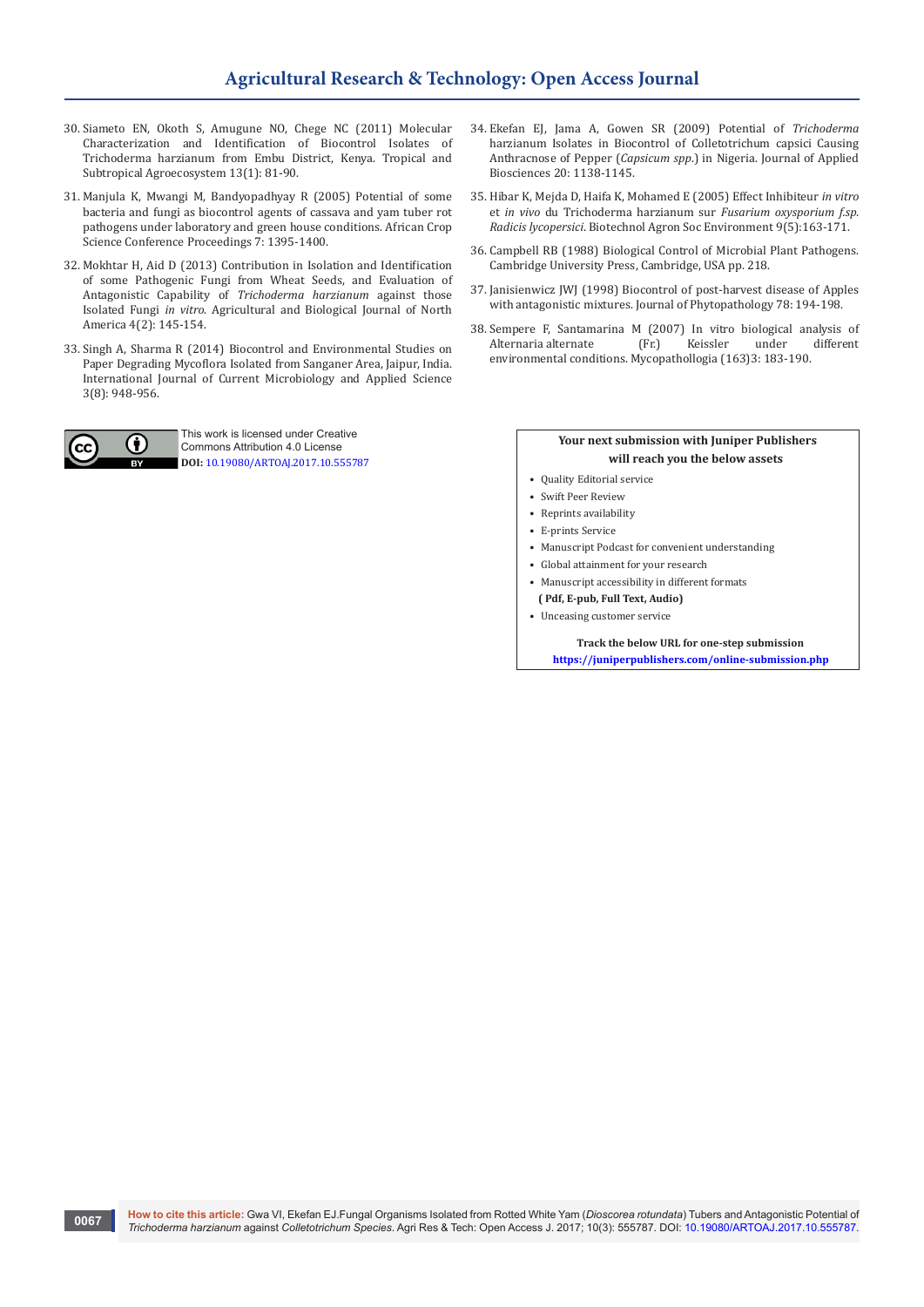30. Siameto EN, Okoth S, Amugune NO, Chege NC (2011) Molecular Characterization and Identification of Biocontrol Isolates of Trichoderma harzianum from Embu District, Kenya. Tropical and Subtropical Agroecosystem 13(1): 81-90.

31. Manjula K, Mwangi M, Bandyopadhyay R (2005) Potential of some bacteria and fungi as biocontrol agents of cassava and yam tuber rot pathogens under laboratory and green house conditions. African Crop Science Conference Proceedings 7: 1395-1400.

32. Mokhtar H, Aid D (2013) Contribution in Isolation and Identification of some Pathogenic Fungi from Wheat Seeds, and Evaluation of Antagonistic Capability of *Trichoderma harzianum* against those Isolated Fungi *in vitro*. Agricultural and Biological Journal of North America 4(2): 145-154.

33. Singh A, Sharma R (2014) Biocontrol and Environmental Studies on Paper Degrading Mycoflora Isolated from Sanganer Area, Jaipur, India. International Journal of Current Microbiology and Applied Science 3(8): 948-956.

34. Ekefan EJ, Jama A, Gowen SR (2009) Potential of *Trichoderma* harzianum Isolates in Biocontrol of Colletotrichum capsici Causing Anthracnose of Pepper (*Capsicum spp*.) in Nigeria. Journal of Applied Biosciences 20: 1138-1145.

35. Hibar K, Mejda D, Haifa K, Mohamed E (2005) Effect Inhibiteur *in vitro* et *in vivo* du Trichoderma harzianum sur *Fusarium oxysporium f.sp. Radicis lycopersici*. Biotechnol Agron Soc Environment 9(5):163-171.

36. Campbell RB (1988) Biological Control of Microbial Plant Pathogens. Cambridge University Press, Cambridge, USA pp. 218.

37. Janisienwicz JWJ (1998) Biocontrol of post-harvest disease of Apples with antagonistic mixtures. Journal of Phytopathology 78: 194-198.

38. Sempere F, Santamarina M (2007) In vitro biological analysis of Alternaria alternate (Fr.) Keissler under different environmental conditions. Mycopathollogia (163)3: 183-190.

This work is licensed under Creative Commons Attribution 4.0 License
**DOI:** 10.19080/ARTOAJ.2017.10.555787

**Your next submission with Juniper Publishers will reach you the below assets**

- Quality Editorial service
- Swift Peer Review
- Reprints availability
- E-prints Service
- Manuscript Podcast for convenient understanding
- Global attainment for your research
- Manuscript accessibility in different formats
  **( Pdf, E-pub, Full Text, Audio)**
- Unceasing customer service

**Track the below URL for one-step submission**
**https://juniperpublishers.com/online-submission.php**

**How to cite this article:** Gwa VI, Ekefan EJ.Fungal Organisms Isolated from Rotted White Yam (*Dioscorea rotundata*) Tubers and Antagonistic Potential of *Trichoderma harzianum* against *Colletotrichum Species*. Agri Res & Tech: Open Access J. 2017; 10(3): 555787. DOI: 10.19080/ARTOAJ.2017.10.555787.